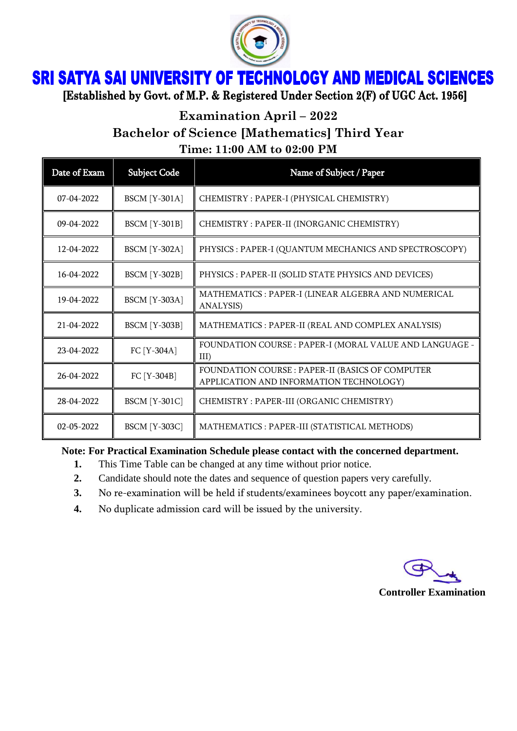# SRI SATYA SAI UNIVERSITY OF TECHNOLOGY AND MEDICAL SCIENCES

**[Established by Govt. of M.P. & Registered Under Section 2(F) of UGC Act. 1956]**

## Examination April – 2022

## Bachelor of Science [Mathematics] Third Year

## Time: 11:00 AM to 02:00 PM

| Date of Exam | Subject Code | Name of Subject / Paper |
|---|---|---|
| 07-04-2022 | BSCM [Y-301A] | CHEMISTRY : PAPER-I (PHYSICAL CHEMISTRY) |
| 09-04-2022 | BSCM [Y-301B] | CHEMISTRY : PAPER-II (INORGANIC CHEMISTRY) |
| 12-04-2022 | BSCM [Y-302A] | PHYSICS : PAPER-I (QUANTUM MECHANICS AND SPECTROSCOPY) |
| 16-04-2022 | BSCM [Y-302B] | PHYSICS : PAPER-II (SOLID STATE PHYSICS AND DEVICES) |
| 19-04-2022 | BSCM [Y-303A] | MATHEMATICS : PAPER-I (LINEAR ALGEBRA AND NUMERICAL ANALYSIS) |
| 21-04-2022 | BSCM [Y-303B] | MATHEMATICS : PAPER-II (REAL AND COMPLEX ANALYSIS) |
| 23-04-2022 | FC [Y-304A] | FOUNDATION COURSE : PAPER-I (MORAL VALUE AND LANGUAGE - III) |
| 26-04-2022 | FC [Y-304B] | FOUNDATION COURSE : PAPER-II (BASICS OF COMPUTER APPLICATION AND INFORMATION TECHNOLOGY) |
| 28-04-2022 | BSCM [Y-301C] | CHEMISTRY : PAPER-III (ORGANIC CHEMISTRY) |
| 02-05-2022 | BSCM [Y-303C] | MATHEMATICS : PAPER-III (STATISTICAL METHODS) |

**Note: For Practical Examination Schedule please contact with the concerned department.**

1. This Time Table can be changed at any time without prior notice.
2. Candidate should note the dates and sequence of question papers very carefully.
3. No re-examination will be held if students/examinees boycott any paper/examination.
4. No duplicate admission card will be issued by the university.

**Controller Examination**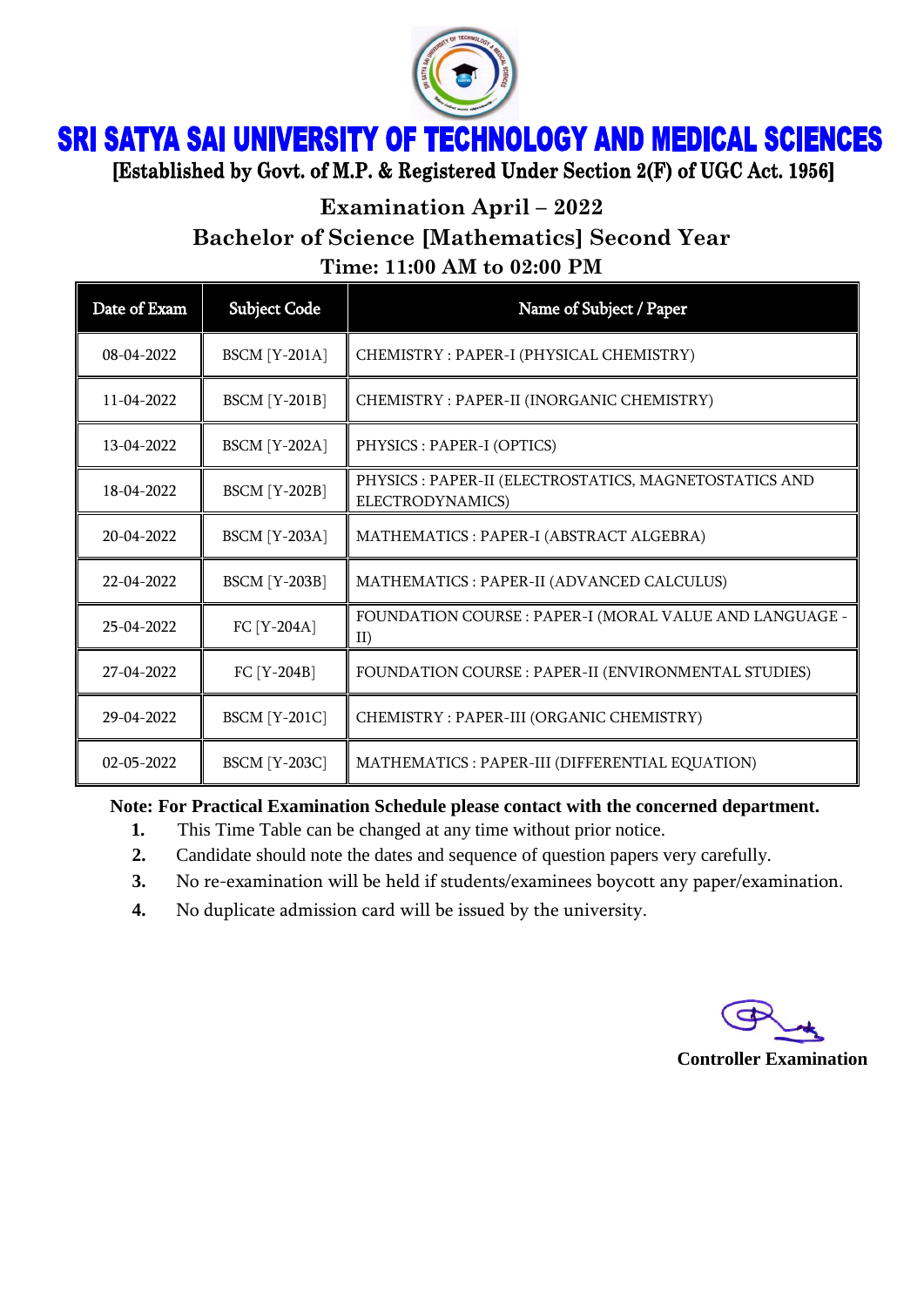# SRI SATYA SAI UNIVERSITY OF TECHNOLOGY AND MEDICAL SCIENCES

**[Established by Govt. of M.P. & Registered Under Section 2(F) of UGC Act. 1956]**

## Examination April – 2022

## Bachelor of Science [Mathematics] Second Year

### Time: 11:00 AM to 02:00 PM

| Date of Exam | Subject Code | Name of Subject / Paper |
|---|---|---|
| 08-04-2022 | BSCM [Y-201A] | CHEMISTRY : PAPER-I (PHYSICAL CHEMISTRY) |
| 11-04-2022 | BSCM [Y-201B] | CHEMISTRY : PAPER-II (INORGANIC CHEMISTRY) |
| 13-04-2022 | BSCM [Y-202A] | PHYSICS : PAPER-I (OPTICS) |
| 18-04-2022 | BSCM [Y-202B] | PHYSICS : PAPER-II (ELECTROSTATICS, MAGNETOSTATICS AND ELECTRODYNAMICS) |
| 20-04-2022 | BSCM [Y-203A] | MATHEMATICS : PAPER-I (ABSTRACT ALGEBRA) |
| 22-04-2022 | BSCM [Y-203B] | MATHEMATICS : PAPER-II (ADVANCED CALCULUS) |
| 25-04-2022 | FC [Y-204A] | FOUNDATION COURSE : PAPER-I (MORAL VALUE AND LANGUAGE - II) |
| 27-04-2022 | FC [Y-204B] | FOUNDATION COURSE : PAPER-II (ENVIRONMENTAL STUDIES) |
| 29-04-2022 | BSCM [Y-201C] | CHEMISTRY : PAPER-III (ORGANIC CHEMISTRY) |
| 02-05-2022 | BSCM [Y-203C] | MATHEMATICS : PAPER-III (DIFFERENTIAL EQUATION) |

**Note: For Practical Examination Schedule please contact with the concerned department.**

1. This Time Table can be changed at any time without prior notice.
2. Candidate should note the dates and sequence of question papers very carefully.
3. No re-examination will be held if students/examinees boycott any paper/examination.
4. No duplicate admission card will be issued by the university.

**Controller Examination**